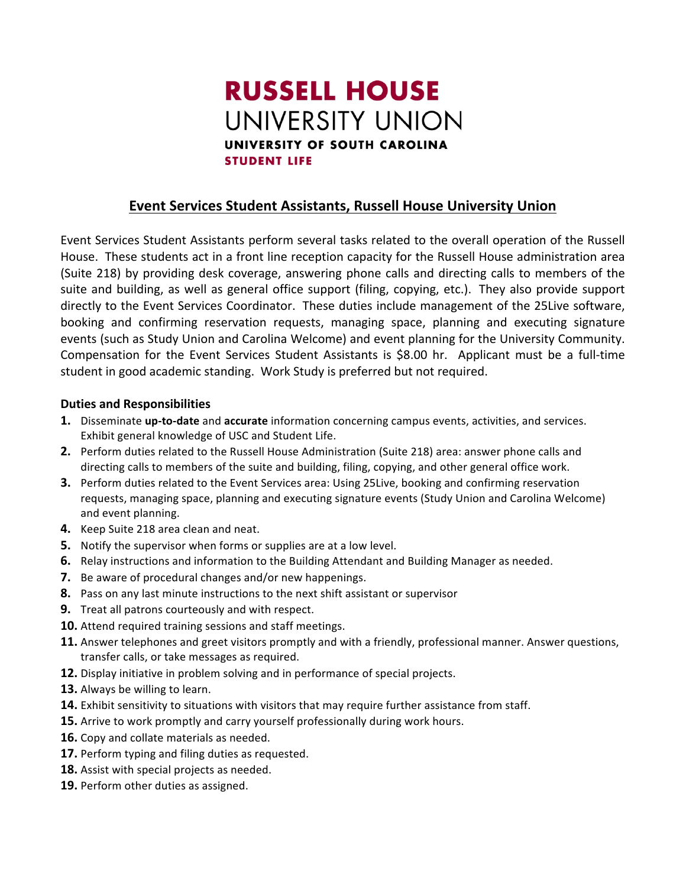# RUSSELL HOUSE
## UNIVERSITY UNION
**UNIVERSITY OF SOUTH CAROLINA**
**STUDENT LIFE**

## Event Services Student Assistants, Russell House University Union

Event Services Student Assistants perform several tasks related to the overall operation of the Russell House. These students act in a front line reception capacity for the Russell House administration area (Suite 218) by providing desk coverage, answering phone calls and directing calls to members of the suite and building, as well as general office support (filing, copying, etc.). They also provide support directly to the Event Services Coordinator. These duties include management of the 25Live software, booking and confirming reservation requests, managing space, planning and executing signature events (such as Study Union and Carolina Welcome) and event planning for the University Community. Compensation for the Event Services Student Assistants is $8.00 hr. Applicant must be a full-time student in good academic standing. Work Study is preferred but not required.

### Duties and Responsibilities

1. Disseminate **up-to-date** and **accurate** information concerning campus events, activities, and services. Exhibit general knowledge of USC and Student Life.
2. Perform duties related to the Russell House Administration (Suite 218) area: answer phone calls and directing calls to members of the suite and building, filing, copying, and other general office work.
3. Perform duties related to the Event Services area: Using 25Live, booking and confirming reservation requests, managing space, planning and executing signature events (Study Union and Carolina Welcome) and event planning.
4. Keep Suite 218 area clean and neat.
5. Notify the supervisor when forms or supplies are at a low level.
6. Relay instructions and information to the Building Attendant and Building Manager as needed.
7. Be aware of procedural changes and/or new happenings.
8. Pass on any last minute instructions to the next shift assistant or supervisor
9. Treat all patrons courteously and with respect.
10. Attend required training sessions and staff meetings.
11. Answer telephones and greet visitors promptly and with a friendly, professional manner. Answer questions, transfer calls, or take messages as required.
12. Display initiative in problem solving and in performance of special projects.
13. Always be willing to learn.
14. Exhibit sensitivity to situations with visitors that may require further assistance from staff.
15. Arrive to work promptly and carry yourself professionally during work hours.
16. Copy and collate materials as needed.
17. Perform typing and filing duties as requested.
18. Assist with special projects as needed.
19. Perform other duties as assigned.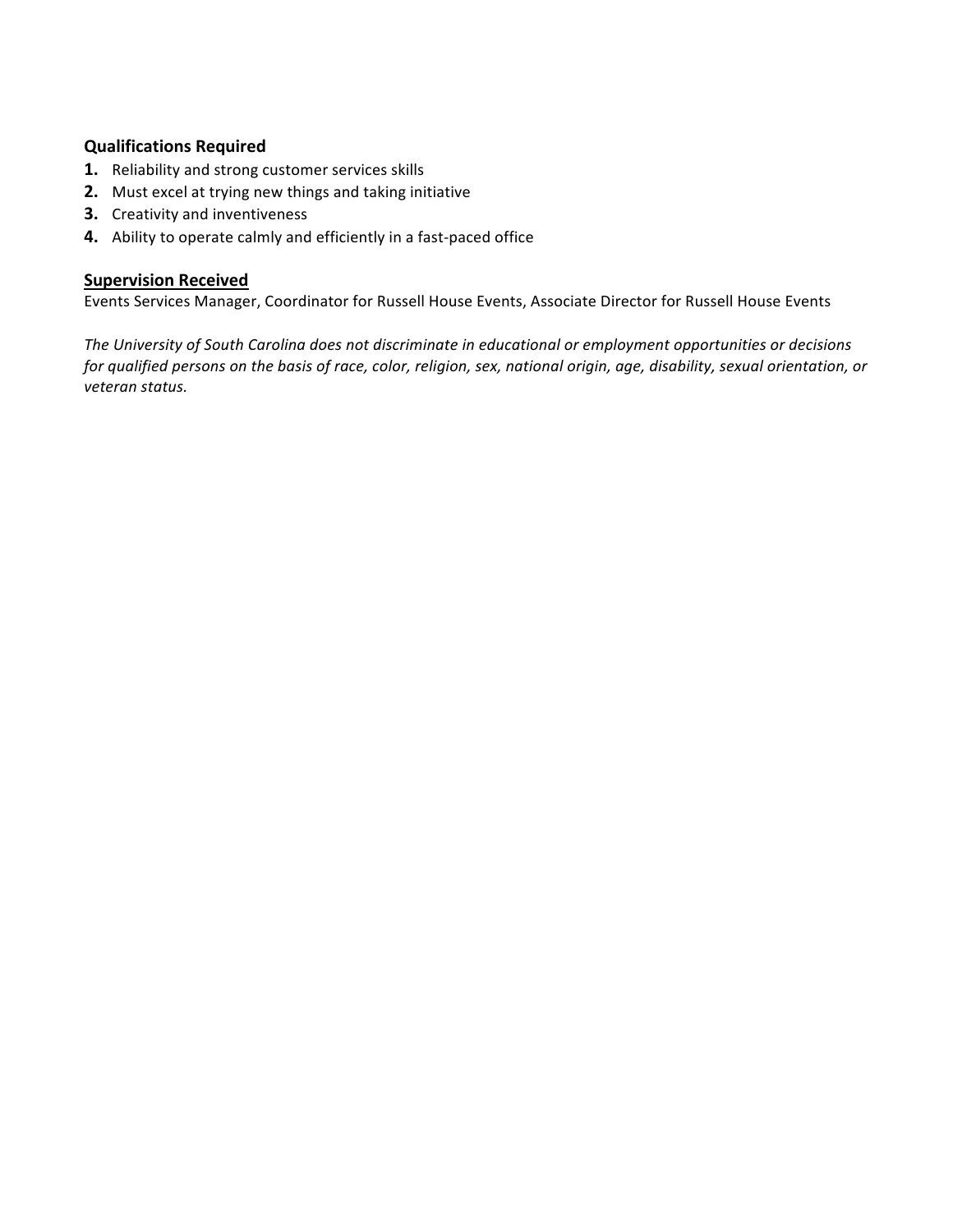### Qualifications Required

1. Reliability and strong customer services skills
2. Must excel at trying new things and taking initiative
3. Creativity and inventiveness
4. Ability to operate calmly and efficiently in a fast-paced office

### Supervision Received

Events Services Manager, Coordinator for Russell House Events, Associate Director for Russell House Events

*The University of South Carolina does not discriminate in educational or employment opportunities or decisions for qualified persons on the basis of race, color, religion, sex, national origin, age, disability, sexual orientation, or veteran status.*